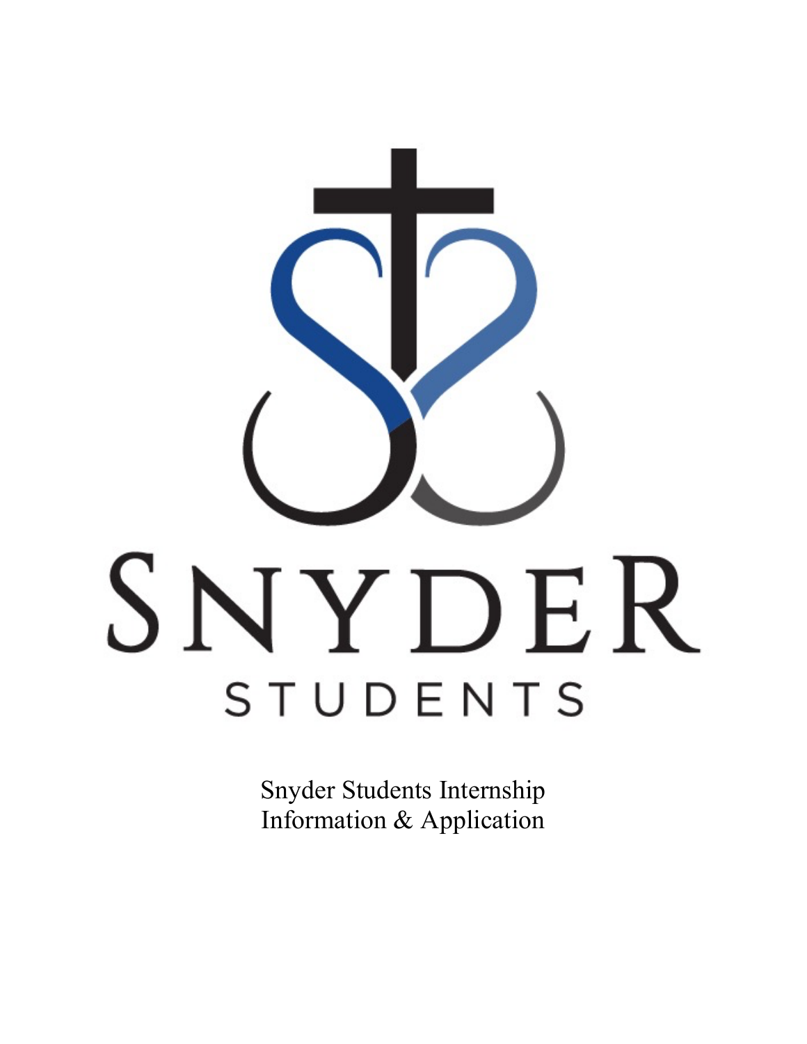SNYDER

STUDENTS

Snyder Students Internship
Information & Application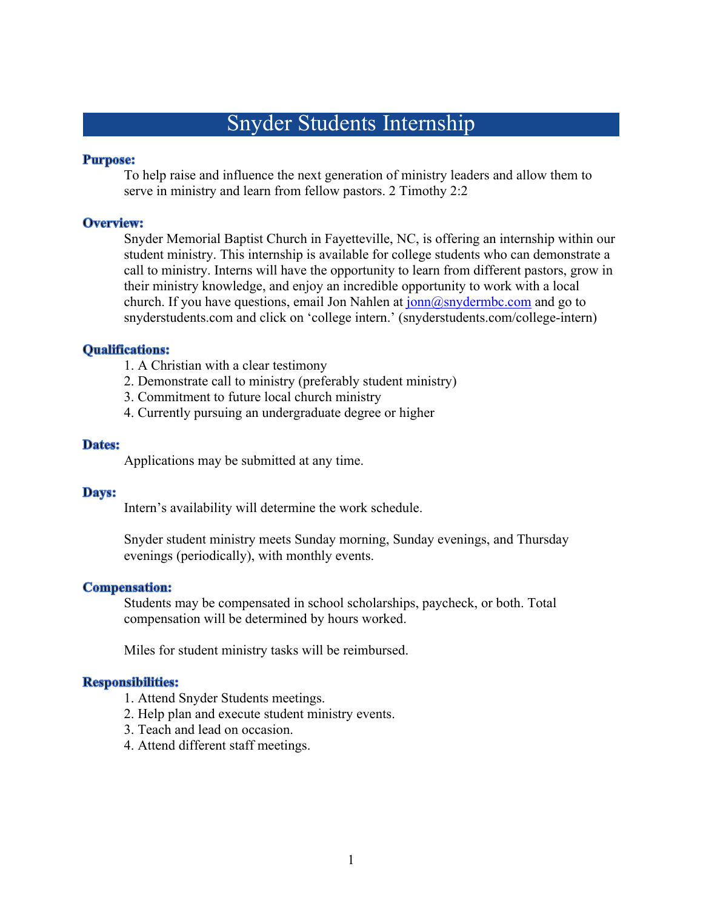# Snyder Students Internship

**Purpose:**

To help raise and influence the next generation of ministry leaders and allow them to serve in ministry and learn from fellow pastors. 2 Timothy 2:2

**Overview:**

Snyder Memorial Baptist Church in Fayetteville, NC, is offering an internship within our student ministry. This internship is available for college students who can demonstrate a call to ministry. Interns will have the opportunity to learn from different pastors, grow in their ministry knowledge, and enjoy an incredible opportunity to work with a local church. If you have questions, email Jon Nahlen at jonn@snydermbc.com and go to snyderstudents.com and click on 'college intern.' (snyderstudents.com/college-intern)

**Qualifications:**

1. A Christian with a clear testimony
2. Demonstrate call to ministry (preferably student ministry)
3. Commitment to future local church ministry
4. Currently pursuing an undergraduate degree or higher

**Dates:**

Applications may be submitted at any time.

**Days:**

Intern's availability will determine the work schedule.

Snyder student ministry meets Sunday morning, Sunday evenings, and Thursday evenings (periodically), with monthly events.

**Compensation:**

Students may be compensated in school scholarships, paycheck, or both. Total compensation will be determined by hours worked.

Miles for student ministry tasks will be reimbursed.

**Responsibilities:**

1. Attend Snyder Students meetings.
2. Help plan and execute student ministry events.
3. Teach and lead on occasion.
4. Attend different staff meetings.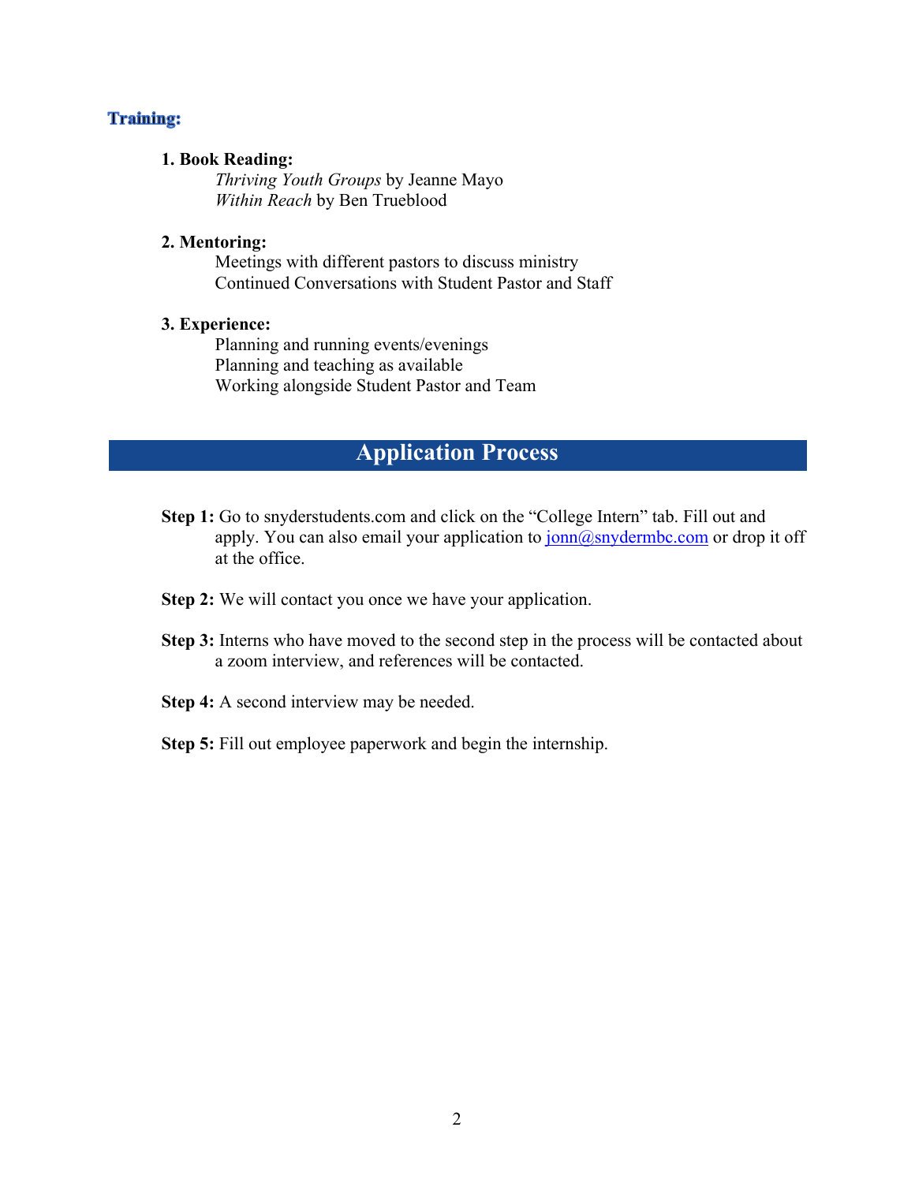## Training:

**1. Book Reading:**

*Thriving Youth Groups* by Jeanne Mayo
*Within Reach* by Ben Trueblood

**2. Mentoring:**

Meetings with different pastors to discuss ministry
Continued Conversations with Student Pastor and Staff

**3. Experience:**

Planning and running events/evenings
Planning and teaching as available
Working alongside Student Pastor and Team

## Application Process

**Step 1:** Go to snyderstudents.com and click on the "College Intern" tab. Fill out and apply. You can also email your application to jonn@snydermbc.com or drop it off at the office.

**Step 2:** We will contact you once we have your application.

**Step 3:** Interns who have moved to the second step in the process will be contacted about a zoom interview, and references will be contacted.

**Step 4:** A second interview may be needed.

**Step 5:** Fill out employee paperwork and begin the internship.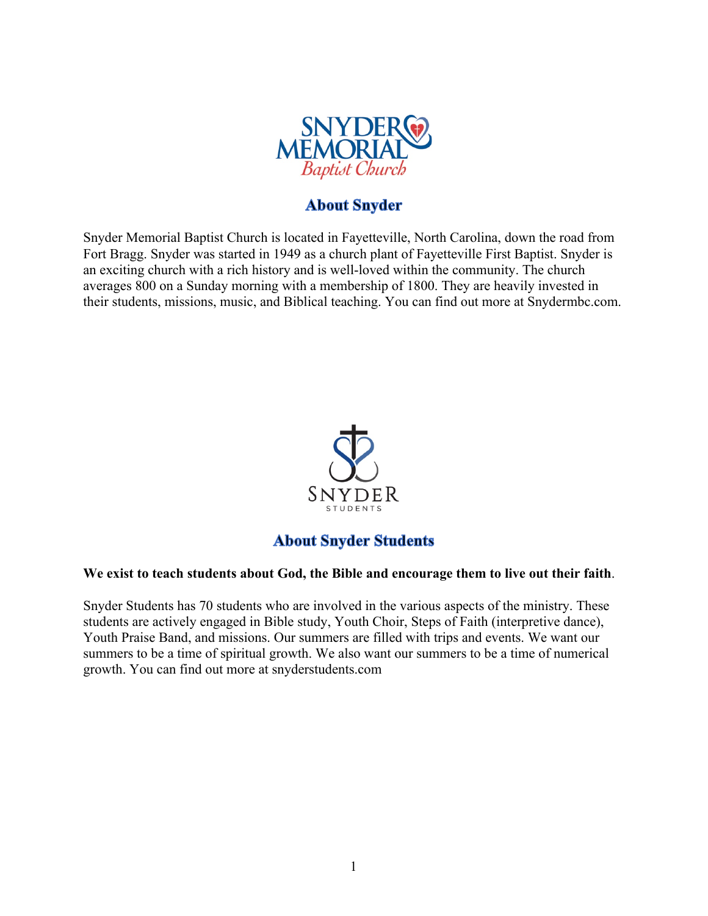## About Snyder

Snyder Memorial Baptist Church is located in Fayetteville, North Carolina, down the road from Fort Bragg. Snyder was started in 1949 as a church plant of Fayetteville First Baptist. Snyder is an exciting church with a rich history and is well-loved within the community. The church averages 800 on a Sunday morning with a membership of 1800. They are heavily invested in their students, missions, music, and Biblical teaching. You can find out more at Snydermbc.com.

## About Snyder Students

**We exist to teach students about God, the Bible and encourage them to live out their faith**.

Snyder Students has 70 students who are involved in the various aspects of the ministry. These students are actively engaged in Bible study, Youth Choir, Steps of Faith (interpretive dance), Youth Praise Band, and missions. Our summers are filled with trips and events. We want our summers to be a time of spiritual growth. We also want our summers to be a time of numerical growth. You can find out more at snyderstudents.com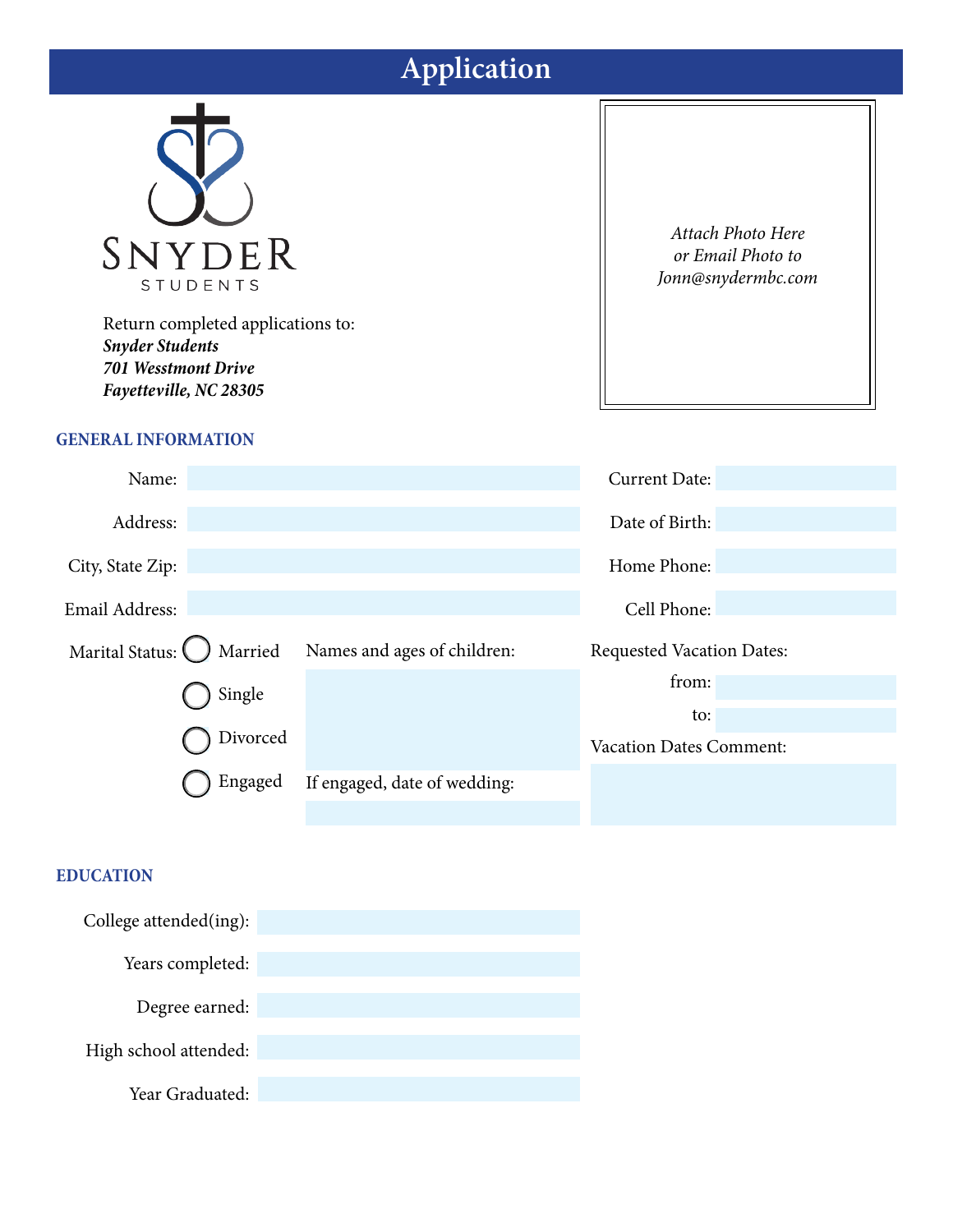# Application

SNYDER STUDENTS

Return completed applications to:
***Snyder Students***
***701 Wesstmont Drive***
***Fayetteville, NC 28305***

*Attach Photo Here*
*or Email Photo to*
*Jonn@snydermbc.com*

## GENERAL INFORMATION

Name:

Address:

City, State Zip:

Email Address:

Current Date:

Date of Birth:

Home Phone:

Cell Phone:

Marital Status:
- ◯ Married
- ◯ Single
- ◯ Divorced
- ◯ Engaged

Names and ages of children:

If engaged, date of wedding:

Requested Vacation Dates:

from:

to:

Vacation Dates Comment:

## EDUCATION

College attended(ing):

Years completed:

Degree earned:

High school attended:

Year Graduated: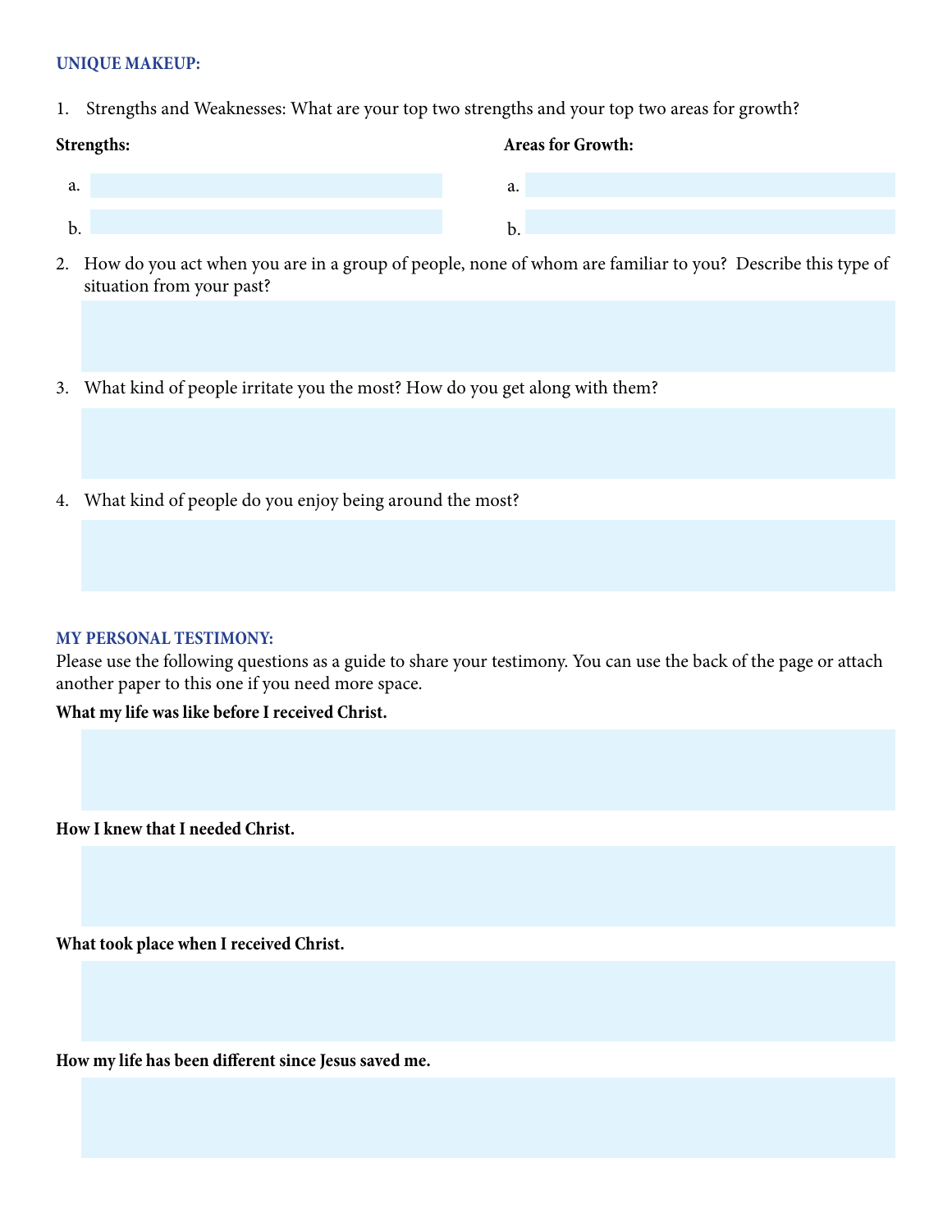## UNIQUE MAKEUP:

1. Strengths and Weaknesses: What are your top two strengths and your top two areas for growth?

**Strengths:**

a.

b.

**Areas for Growth:**

a.

b.

2. How do you act when you are in a group of people, none of whom are familiar to you? Describe this type of situation from your past?

3. What kind of people irritate you the most? How do you get along with them?

4. What kind of people do you enjoy being around the most?

## MY PERSONAL TESTIMONY:

Please use the following questions as a guide to share your testimony. You can use the back of the page or attach another paper to this one if you need more space.

**What my life was like before I received Christ.**

**How I knew that I needed Christ.**

**What took place when I received Christ.**

**How my life has been different since Jesus saved me.**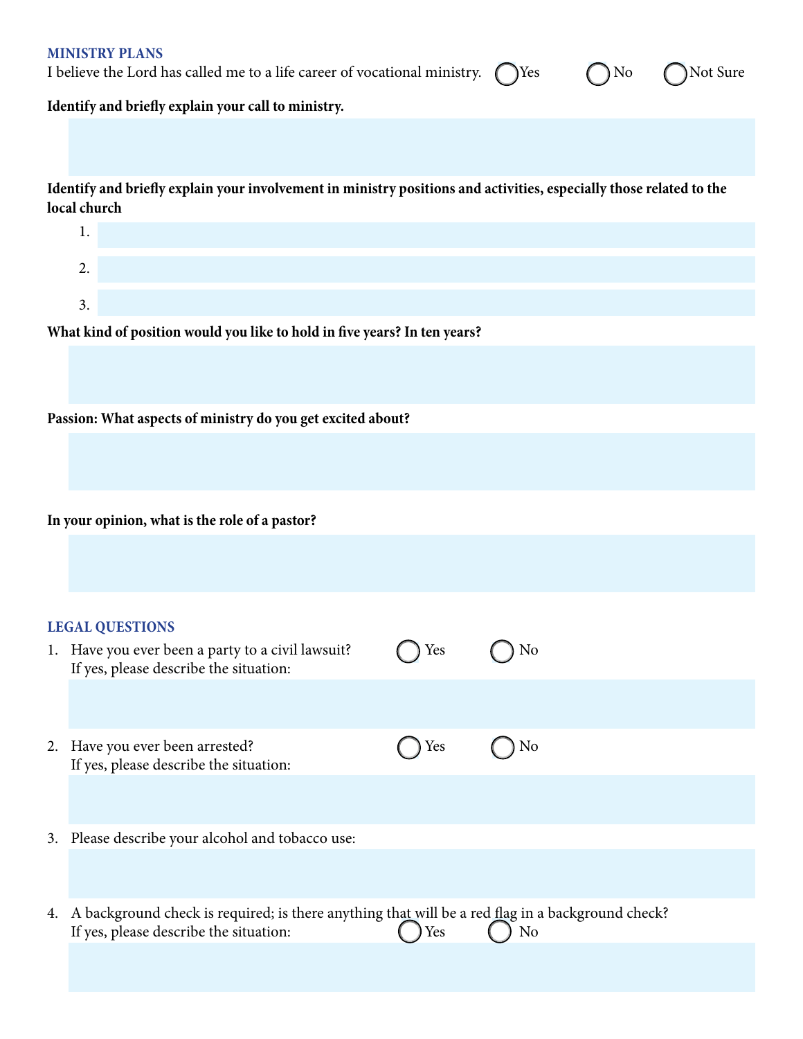## MINISTRY PLANS

I believe the Lord has called me to a life career of vocational ministry. ◯ Yes ◯ No ◯ Not Sure

**Identify and briefly explain your call to ministry.**

**Identify and briefly explain your involvement in ministry positions and activities, especially those related to the local church**

1. 
2. 
3. 

**What kind of position would you like to hold in five years? In ten years?**

**Passion: What aspects of ministry do you get excited about?**

**In your opinion, what is the role of a pastor?**

## LEGAL QUESTIONS

1. Have you ever been a party to a civil lawsuit? ◯ Yes ◯ No
   If yes, please describe the situation:

2. Have you ever been arrested? ◯ Yes ◯ No
   If yes, please describe the situation:

3. Please describe your alcohol and tobacco use:

4. A background check is required; is there anything that will be a red flag in a background check?
   If yes, please describe the situation: ◯ Yes ◯ No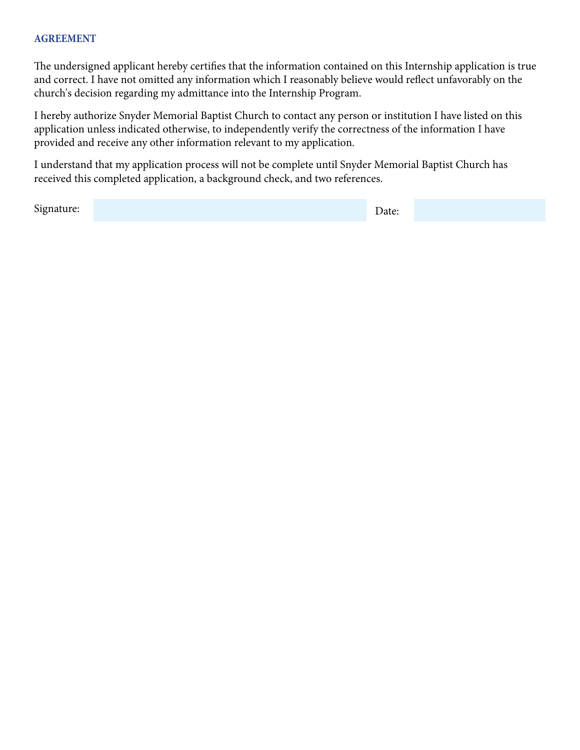## AGREEMENT

The undersigned applicant hereby certifies that the information contained on this Internship application is true and correct. I have not omitted any information which I reasonably believe would reflect unfavorably on the church's decision regarding my admittance into the Internship Program.

I hereby authorize Snyder Memorial Baptist Church to contact any person or institution I have listed on this application unless indicated otherwise, to independently verify the correctness of the information I have provided and receive any other information relevant to my application.

I understand that my application process will not be complete until Snyder Memorial Baptist Church has received this completed application, a background check, and two references.

Signature: ____________________ Date: __________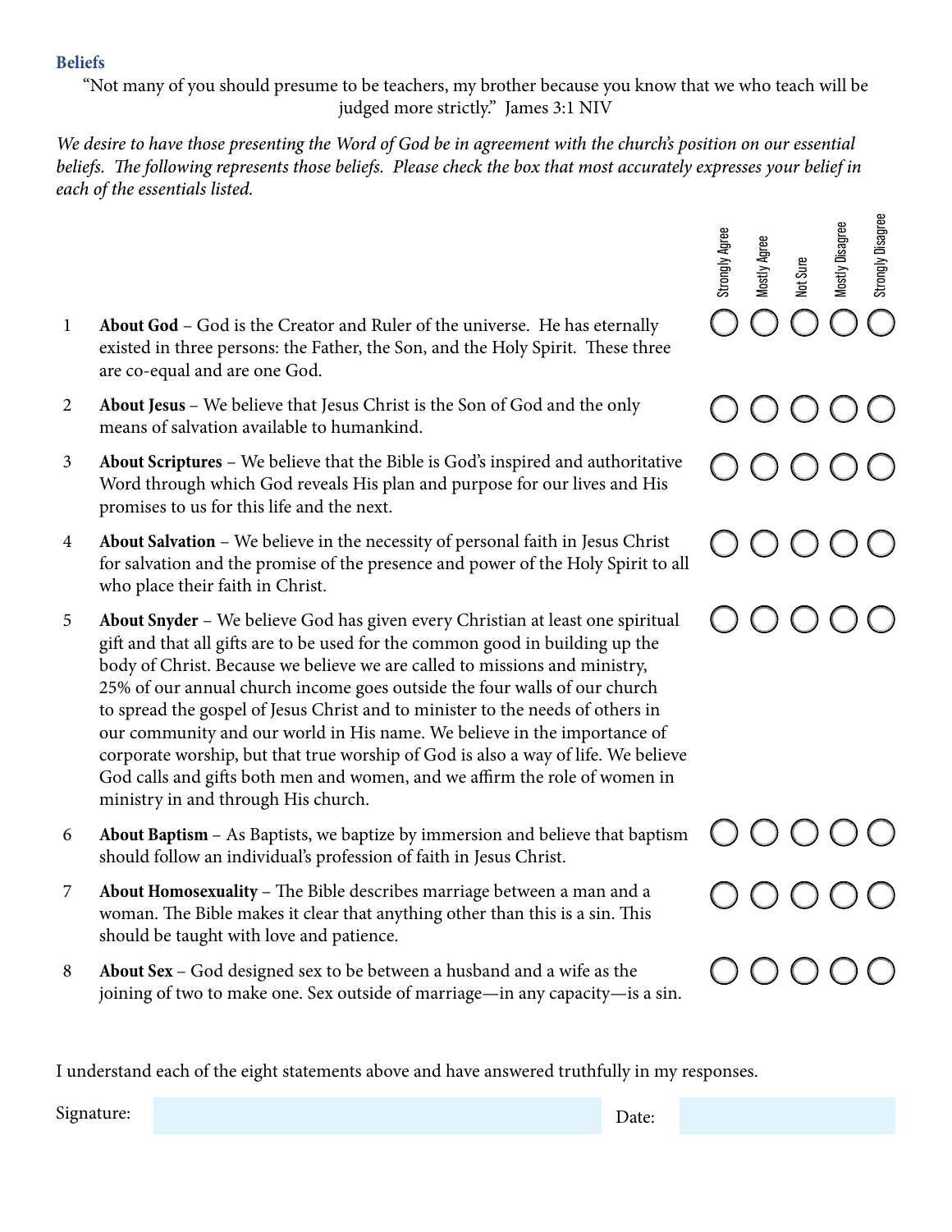### Beliefs

"Not many of you should presume to be teachers, my brother because you know that we who teach will be judged more strictly." James 3:1 NIV

*We desire to have those presenting the Word of God be in agreement with the church's position on our essential beliefs. The following represents those beliefs. Please check the box that most accurately expresses your belief in each of the essentials listed.*

| | | Strongly Agree | Mostly Agree | Not Sure | Mostly Disagree | Strongly Disagree |
|---|---|---|---|---|---|---|
| 1 | **About God** – God is the Creator and Ruler of the universe. He has eternally existed in three persons: the Father, the Son, and the Holy Spirit. These three are co-equal and are one God. | ◯ | ◯ | ◯ | ◯ | ◯ |
| 2 | **About Jesus** – We believe that Jesus Christ is the Son of God and the only means of salvation available to humankind. | ◯ | ◯ | ◯ | ◯ | ◯ |
| 3 | **About Scriptures** – We believe that the Bible is God's inspired and authoritative Word through which God reveals His plan and purpose for our lives and His promises to us for this life and the next. | ◯ | ◯ | ◯ | ◯ | ◯ |
| 4 | **About Salvation** – We believe in the necessity of personal faith in Jesus Christ for salvation and the promise of the presence and power of the Holy Spirit to all who place their faith in Christ. | ◯ | ◯ | ◯ | ◯ | ◯ |
| 5 | **About Snyder** – We believe God has given every Christian at least one spiritual gift and that all gifts are to be used for the common good in building up the body of Christ. Because we believe we are called to missions and ministry, 25% of our annual church income goes outside the four walls of our church to spread the gospel of Jesus Christ and to minister to the needs of others in our community and our world in His name. We believe in the importance of corporate worship, but that true worship of God is also a way of life. We believe God calls and gifts both men and women, and we affirm the role of women in ministry in and through His church. | ◯ | ◯ | ◯ | ◯ | ◯ |
| 6 | **About Baptism** – As Baptists, we baptize by immersion and believe that baptism should follow an individual's profession of faith in Jesus Christ. | ◯ | ◯ | ◯ | ◯ | ◯ |
| 7 | **About Homosexuality** – The Bible describes marriage between a man and a woman. The Bible makes it clear that anything other than this is a sin. This should be taught with love and patience. | ◯ | ◯ | ◯ | ◯ | ◯ |
| 8 | **About Sex** – God designed sex to be between a husband and a wife as the joining of two to make one. Sex outside of marriage—in any capacity—is a sin. | ◯ | ◯ | ◯ | ◯ | ◯ |

I understand each of the eight statements above and have answered truthfully in my responses.

Signature: ______________________ Date: ____________